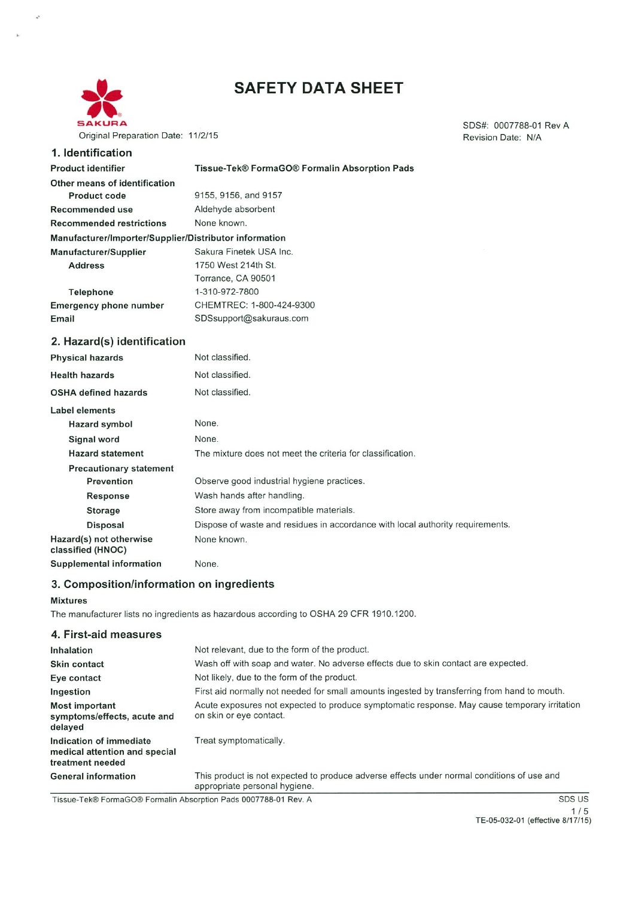# SAFETY DATA SHEET

SAKURA

Original Preparation Date: 11/2/15

SDS#: 0007788-01 Rev A
Revision Date: N/A

## 1. Identification

| | |
|---|---|
| **Product identifier** | **Tissue-Tek® FormaGO® Formalin Absorption Pads** |
| **Other means of identification** | |
| **Product code** | 9155, 9156, and 9157 |
| **Recommended use** | Aldehyde absorbent |
| **Recommended restrictions** | None known. |

**Manufacturer/Importer/Supplier/Distributor information**

| | |
|---|---|
| **Manufacturer/Supplier** | Sakura Finetek USA Inc. |
| **Address** | 1750 West 214th St.<br>Torrance, CA 90501 |
| **Telephone** | 1-310-972-7800 |
| **Emergency phone number** | CHEMTREC: 1-800-424-9300 |
| **Email** | SDSsupport@sakuraus.com |

## 2. Hazard(s) identification

| | |
|---|---|
| **Physical hazards** | Not classified. |
| **Health hazards** | Not classified. |
| **OSHA defined hazards** | Not classified. |

**Label elements**

| | |
|---|---|
| **Hazard symbol** | None. |
| **Signal word** | None. |
| **Hazard statement** | The mixture does not meet the criteria for classification. |
| **Precautionary statement** | |
| **Prevention** | Observe good industrial hygiene practices. |
| **Response** | Wash hands after handling. |
| **Storage** | Store away from incompatible materials. |
| **Disposal** | Dispose of waste and residues in accordance with local authority requirements. |
| **Hazard(s) not otherwise classified (HNOC)** | None known. |
| **Supplemental information** | None. |

## 3. Composition/information on ingredients

**Mixtures**

The manufacturer lists no ingredients as hazardous according to OSHA 29 CFR 1910.1200.

## 4. First-aid measures

| | |
|---|---|
| **Inhalation** | Not relevant, due to the form of the product. |
| **Skin contact** | Wash off with soap and water. No adverse effects due to skin contact are expected. |
| **Eye contact** | Not likely, due to the form of the product. |
| **Ingestion** | First aid normally not needed for small amounts ingested by transferring from hand to mouth. |
| **Most important symptoms/effects, acute and delayed** | Acute exposures not expected to produce symptomatic response. May cause temporary irritation on skin or eye contact. |
| **Indication of immediate medical attention and special treatment needed** | Treat symptomatically. |
| **General information** | This product is not expected to produce adverse effects under normal conditions of use and appropriate personal hygiene. |

TE-05-032-01 (effective 8/17/15)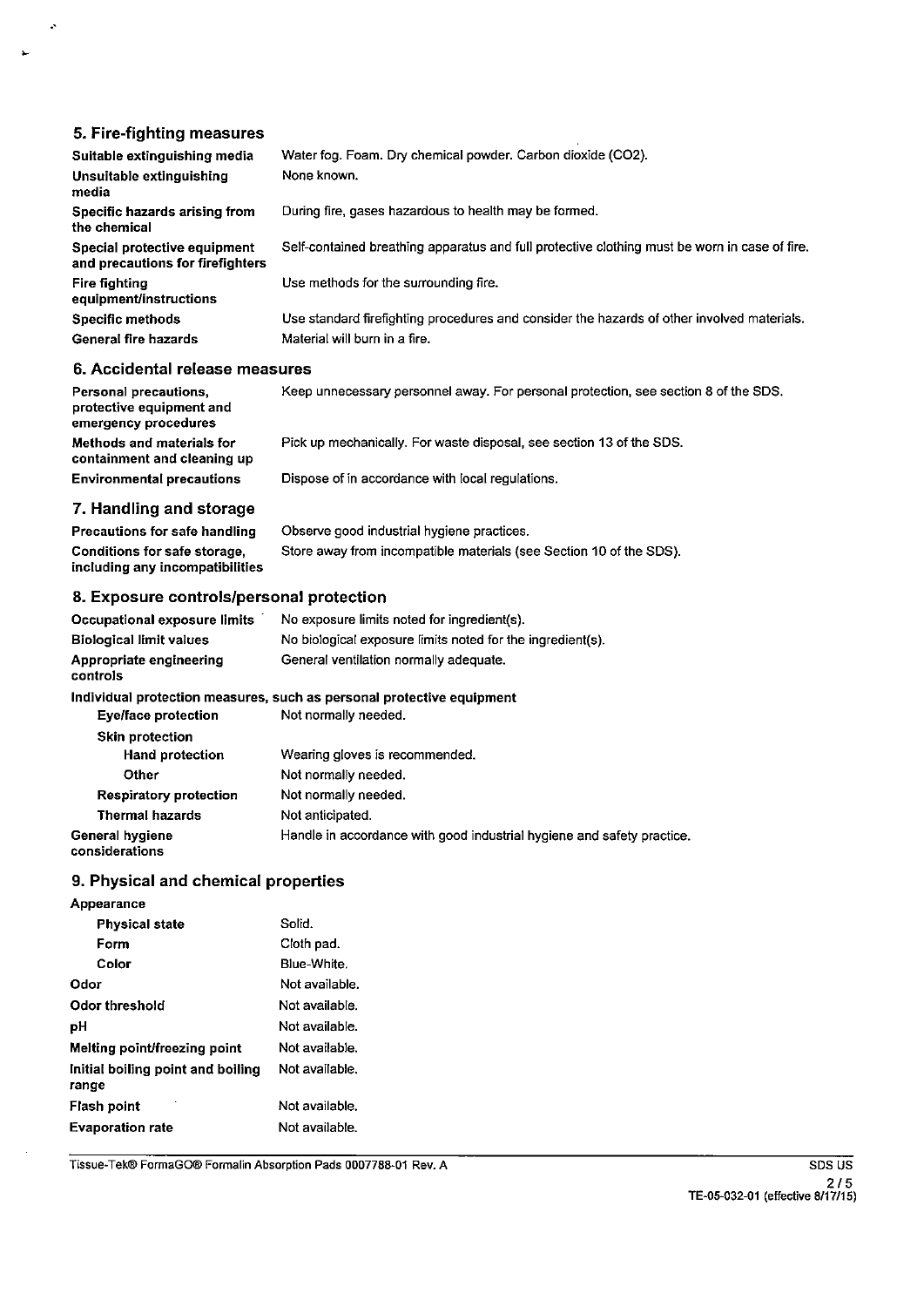## 5. Fire-fighting measures

| | |
|---|---|
| **Suitable extinguishing media** | Water fog. Foam. Dry chemical powder. Carbon dioxide ($CO_2$). |
| **Unsuitable extinguishing media** | None known. |
| **Specific hazards arising from the chemical** | During fire, gases hazardous to health may be formed. |
| **Special protective equipment and precautions for firefighters** | Self-contained breathing apparatus and full protective clothing must be worn in case of fire. |
| **Fire fighting equipment/instructions** | Use methods for the surrounding fire. |
| **Specific methods** | Use standard firefighting procedures and consider the hazards of other involved materials. |
| **General fire hazards** | Material will burn in a fire. |

## 6. Accidental release measures

| | |
|---|---|
| **Personal precautions, protective equipment and emergency procedures** | Keep unnecessary personnel away. For personal protection, see section 8 of the SDS. |
| **Methods and materials for containment and cleaning up** | Pick up mechanically. For waste disposal, see section 13 of the SDS. |
| **Environmental precautions** | Dispose of in accordance with local regulations. |

## 7. Handling and storage

| | |
|---|---|
| **Precautions for safe handling** | Observe good industrial hygiene practices. |
| **Conditions for safe storage, including any incompatibilities** | Store away from incompatible materials (see Section 10 of the SDS). |

## 8. Exposure controls/personal protection

| | |
|---|---|
| **Occupational exposure limits** | No exposure limits noted for ingredient(s). |
| **Biological limit values** | No biological exposure limits noted for the ingredient(s). |
| **Appropriate engineering controls** | General ventilation normally adequate. |

**Individual protection measures, such as personal protective equipment**

| | |
|---|---|
| **Eye/face protection** | Not normally needed. |
| **Skin protection** | |
| **Hand protection** | Wearing gloves is recommended. |
| **Other** | Not normally needed. |
| **Respiratory protection** | Not normally needed. |
| **Thermal hazards** | Not anticipated. |
| **General hygiene considerations** | Handle in accordance with good industrial hygiene and safety practice. |

## 9. Physical and chemical properties

| | |
|---|---|
| **Appearance** | |
| **Physical state** | Solid. |
| **Form** | Cloth pad. |
| **Color** | Blue-White. |
| **Odor** | Not available. |
| **Odor threshold** | Not available. |
| **pH** | Not available. |
| **Melting point/freezing point** | Not available. |
| **Initial boiling point and boiling range** | Not available. |
| **Flash point** | Not available. |
| **Evaporation rate** | Not available. |

Tissue-Tek® FormaGO® Formalin Absorption Pads 0007788-01 Rev. A

TE-05-032-01 (effective 8/17/15)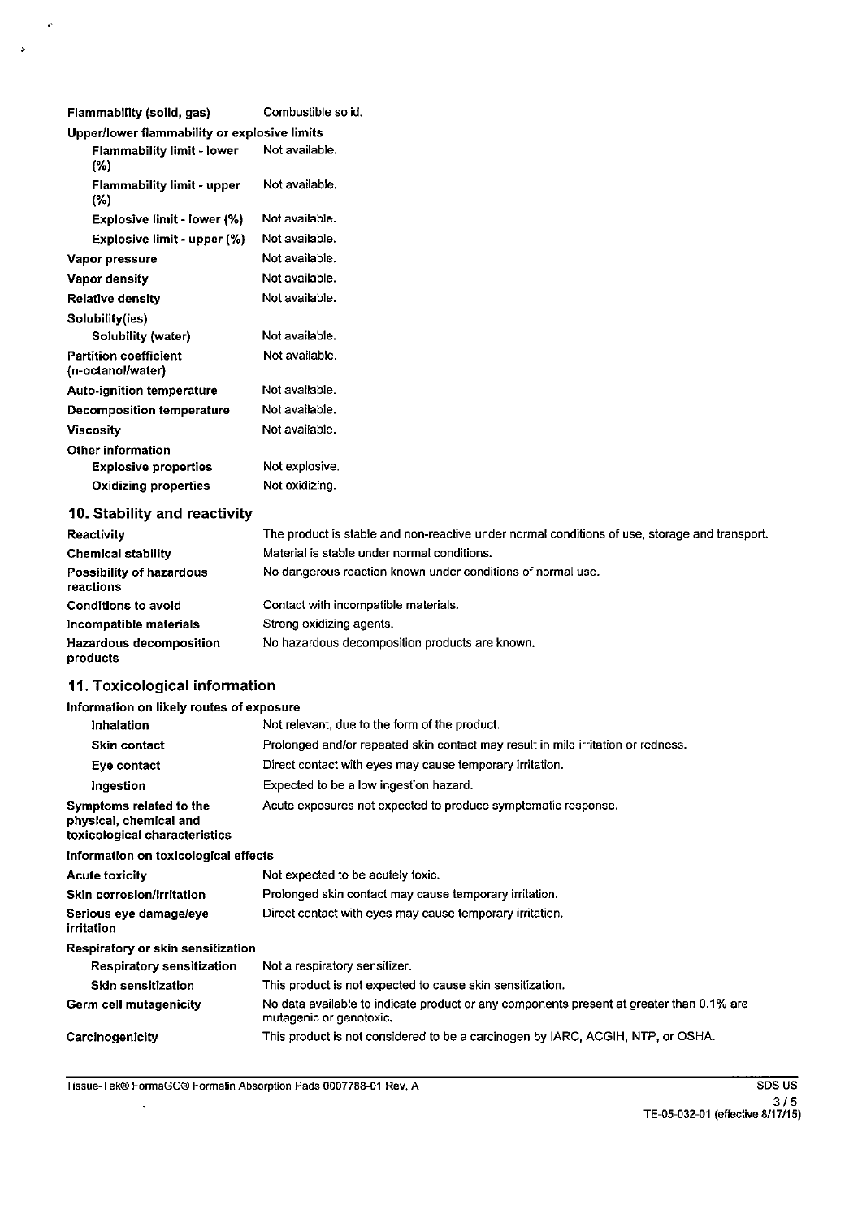| | |
|---|---|
| **Flammability (solid, gas)** | Combustible solid. |
| **Upper/lower flammability or explosive limits** | |
| **Flammability limit - lower (%)** | Not available. |
| **Flammability limit - upper (%)** | Not available. |
| **Explosive limit - lower (%)** | Not available. |
| **Explosive limit - upper (%)** | Not available. |
| **Vapor pressure** | Not available. |
| **Vapor density** | Not available. |
| **Relative density** | Not available. |
| **Solubility(ies)** | |
| **Solubility (water)** | Not available. |
| **Partition coefficient (n-octanol/water)** | Not available. |
| **Auto-ignition temperature** | Not available. |
| **Decomposition temperature** | Not available. |
| **Viscosity** | Not available. |
| **Other information** | |
| **Explosive properties** | Not explosive. |
| **Oxidizing properties** | Not oxidizing. |

## 10. Stability and reactivity

| | |
|---|---|
| **Reactivity** | The product is stable and non-reactive under normal conditions of use, storage and transport. |
| **Chemical stability** | Material is stable under normal conditions. |
| **Possibility of hazardous reactions** | No dangerous reaction known under conditions of normal use. |
| **Conditions to avoid** | Contact with incompatible materials. |
| **Incompatible materials** | Strong oxidizing agents. |
| **Hazardous decomposition products** | No hazardous decomposition products are known. |

## 11. Toxicological information

| | |
|---|---|
| **Information on likely routes of exposure** | |
| **Inhalation** | Not relevant, due to the form of the product. |
| **Skin contact** | Prolonged and/or repeated skin contact may result in mild irritation or redness. |
| **Eye contact** | Direct contact with eyes may cause temporary irritation. |
| **Ingestion** | Expected to be a low ingestion hazard. |
| **Symptoms related to the physical, chemical and toxicological characteristics** | Acute exposures not expected to produce symptomatic response. |
| **Information on toxicological effects** | |
| **Acute toxicity** | Not expected to be acutely toxic. |
| **Skin corrosion/irritation** | Prolonged skin contact may cause temporary irritation. |
| **Serious eye damage/eye irritation** | Direct contact with eyes may cause temporary irritation. |
| **Respiratory or skin sensitization** | |
| **Respiratory sensitization** | Not a respiratory sensitizer. |
| **Skin sensitization** | This product is not expected to cause skin sensitization. |
| **Germ cell mutagenicity** | No data available to indicate product or any components present at greater than 0.1% are mutagenic or genotoxic. |
| **Carcinogenicity** | This product is not considered to be a carcinogen by IARC, ACGIH, NTP, or OSHA. |

Tissue-Tek® FormaGO® Formalin Absorption Pads 0007788-01 Rev. A

SDS US

TE-05-032-01 (effective 8/17/15)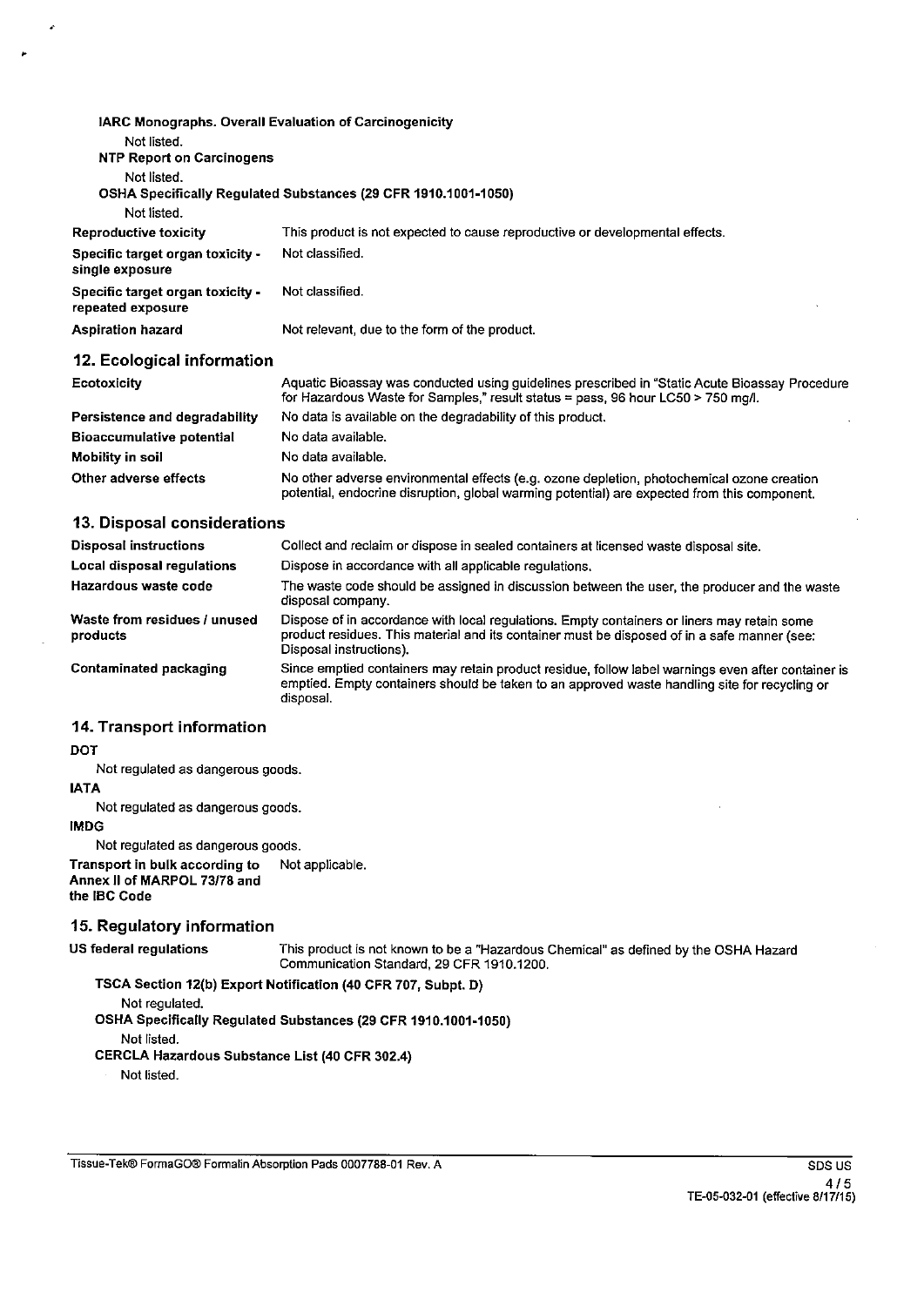**IARC Monographs. Overall Evaluation of Carcinogenicity**

Not listed.

**NTP Report on Carcinogens**

Not listed.

**OSHA Specifically Regulated Substances (29 CFR 1910.1001-1050)**

Not listed.

| | |
|---|---|
| **Reproductive toxicity** | This product is not expected to cause reproductive or developmental effects. |
| **Specific target organ toxicity - single exposure** | Not classified. |
| **Specific target organ toxicity - repeated exposure** | Not classified. |
| **Aspiration hazard** | Not relevant, due to the form of the product. |

## 12. Ecological information

| | |
|---|---|
| **Ecotoxicity** | Aquatic Bioassay was conducted using guidelines prescribed in "Static Acute Bioassay Procedure for Hazardous Waste for Samples," result status = pass, 96 hour LC50 > 750 mg/l. |
| **Persistence and degradability** | No data is available on the degradability of this product. |
| **Bioaccumulative potential** | No data available. |
| **Mobility in soil** | No data available. |
| **Other adverse effects** | No other adverse environmental effects (e.g. ozone depletion, photochemical ozone creation potential, endocrine disruption, global warming potential) are expected from this component. |

## 13. Disposal considerations

| | |
|---|---|
| **Disposal instructions** | Collect and reclaim or dispose in sealed containers at licensed waste disposal site. |
| **Local disposal regulations** | Dispose in accordance with all applicable regulations. |
| **Hazardous waste code** | The waste code should be assigned in discussion between the user, the producer and the waste disposal company. |
| **Waste from residues / unused products** | Dispose of in accordance with local regulations. Empty containers or liners may retain some product residues. This material and its container must be disposed of in a safe manner (see: Disposal instructions). |
| **Contaminated packaging** | Since emptied containers may retain product residue, follow label warnings even after container is emptied. Empty containers should be taken to an approved waste handling site for recycling or disposal. |

## 14. Transport information

**DOT**

Not regulated as dangerous goods.

**IATA**

Not regulated as dangerous goods.

**IMDG**

Not regulated as dangerous goods.

| | |
|---|---|
| **Transport in bulk according to Annex II of MARPOL 73/78 and the IBC Code** | Not applicable. |

## 15. Regulatory information

| | |
|---|---|
| **US federal regulations** | This product is not known to be a "Hazardous Chemical" as defined by the OSHA Hazard Communication Standard, 29 CFR 1910.1200. |

**TSCA Section 12(b) Export Notification (40 CFR 707, Subpt. D)**

Not regulated.

**OSHA Specifically Regulated Substances (29 CFR 1910.1001-1050)**

Not listed.

**CERCLA Hazardous Substance List (40 CFR 302.4)**

Not listed.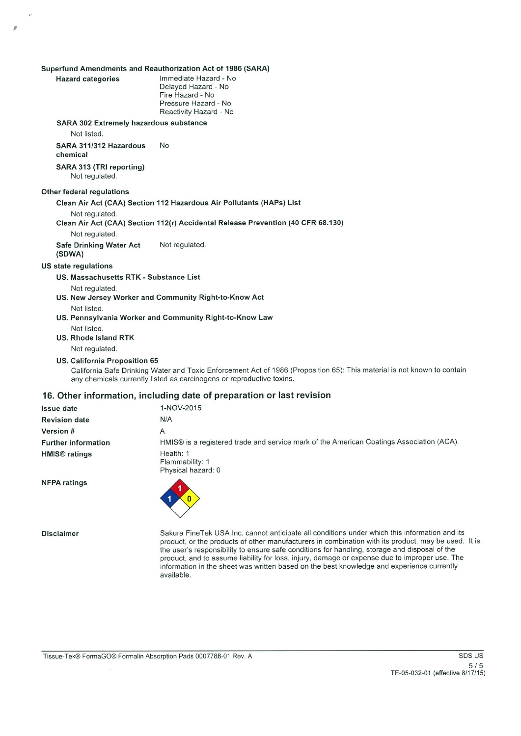**Superfund Amendments and Reauthorization Act of 1986 (SARA)**

**Hazard categories**
Immediate Hazard - No
Delayed Hazard - No
Fire Hazard - No
Pressure Hazard - No
Reactivity Hazard - No

**SARA 302 Extremely hazardous substance**
Not listed.

**SARA 311/312 Hazardous chemical** No

**SARA 313 (TRI reporting)**
Not regulated.

**Other federal regulations**

**Clean Air Act (CAA) Section 112 Hazardous Air Pollutants (HAPs) List**
Not regulated.

**Clean Air Act (CAA) Section 112(r) Accidental Release Prevention (40 CFR 68.130)**
Not regulated.

**Safe Drinking Water Act (SDWA)** Not regulated.

**US state regulations**

**US. Massachusetts RTK - Substance List**
Not regulated.

**US. New Jersey Worker and Community Right-to-Know Act**
Not listed.

**US. Pennsylvania Worker and Community Right-to-Know Law**
Not listed.

**US. Rhode Island RTK**
Not regulated.

**US. California Proposition 65**
California Safe Drinking Water and Toxic Enforcement Act of 1986 (Proposition 65): This material is not known to contain any chemicals currently listed as carcinogens or reproductive toxins.

## 16. Other information, including date of preparation or last revision

**Issue date** 1-NOV-2015

**Revision date** N/A

**Version #** A

**Further information** HMIS® is a registered trade and service mark of the American Coatings Association (ACA).

**HMIS® ratings**
Health: 1
Flammability: 1
Physical hazard: 0

**NFPA ratings**
1
1 0

**Disclaimer** Sakura FineTek USA Inc. cannot anticipate all conditions under which this information and its product, or the products of other manufacturers in combination with its product, may be used. It is the user's responsibility to ensure safe conditions for handling, storage and disposal of the product, and to assume liability for loss, injury, damage or expense due to improper use. The information in the sheet was written based on the best knowledge and experience currently available.